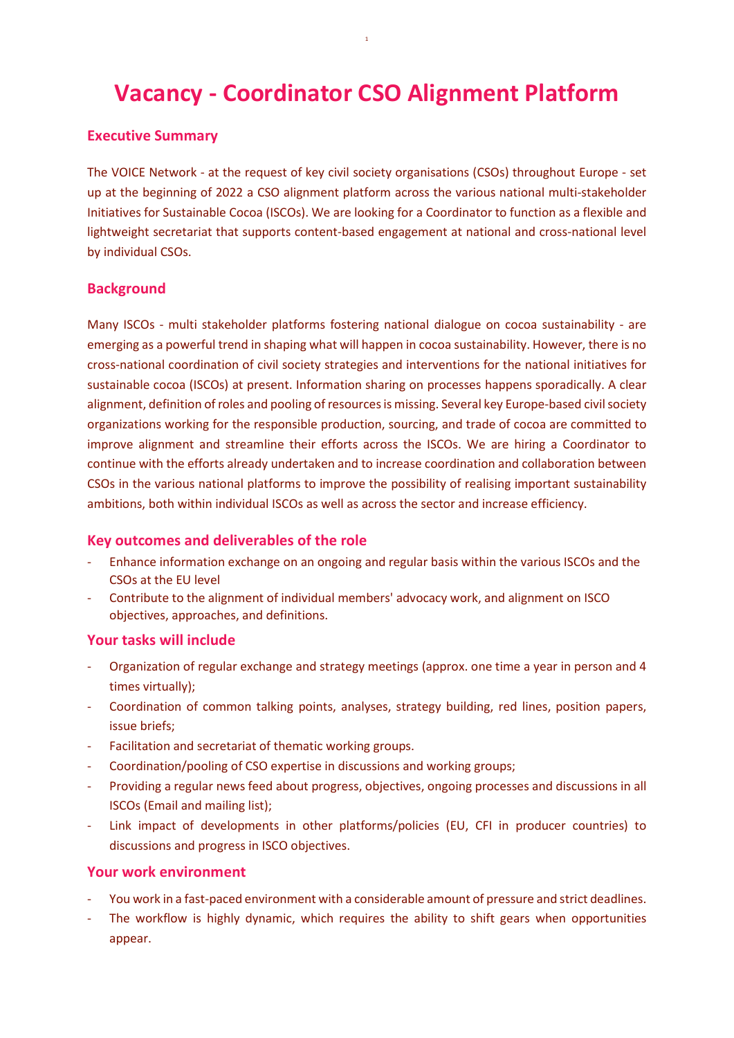# Vacancy - Coordinator CSO Alignment Platform

## Executive Summary

The VOICE Network - at the request of key civil society organisations (CSOs) throughout Europe - set up at the beginning of 2022 a CSO alignment platform across the various national multi-stakeholder Initiatives for Sustainable Cocoa (ISCOs). We are looking for a Coordinator to function as a flexible and lightweight secretariat that supports content-based engagement at national and cross-national level by individual CSOs.

## Background

Many ISCOs - multi stakeholder platforms fostering national dialogue on cocoa sustainability - are emerging as a powerful trend in shaping what will happen in cocoa sustainability. However, there is no cross-national coordination of civil society strategies and interventions for the national initiatives for sustainable cocoa (ISCOs) at present. Information sharing on processes happens sporadically. A clear alignment, definition of roles and pooling of resources is missing. Several key Europe-based civil society organizations working for the responsible production, sourcing, and trade of cocoa are committed to improve alignment and streamline their efforts across the ISCOs. We are hiring a Coordinator to continue with the efforts already undertaken and to increase coordination and collaboration between CSOs in the various national platforms to improve the possibility of realising important sustainability ambitions, both within individual ISCOs as well as across the sector and increase efficiency.

## Key outcomes and deliverables of the role

- Enhance information exchange on an ongoing and regular basis within the various ISCOs and the CSOs at the EU level
- Contribute to the alignment of individual members' advocacy work, and alignment on ISCO objectives, approaches, and definitions.

## Your tasks will include

- Organization of regular exchange and strategy meetings (approx. one time a year in person and 4 times virtually);
- Coordination of common talking points, analyses, strategy building, red lines, position papers, issue briefs;
- Facilitation and secretariat of thematic working groups.
- Coordination/pooling of CSO expertise in discussions and working groups;
- Providing a regular news feed about progress, objectives, ongoing processes and discussions in all ISCOs (Email and mailing list);
- Link impact of developments in other platforms/policies (EU, CFI in producer countries) to discussions and progress in ISCO objectives.

## Your work environment

- You work in a fast-paced environment with a considerable amount of pressure and strict deadlines.
- The workflow is highly dynamic, which requires the ability to shift gears when opportunities appear.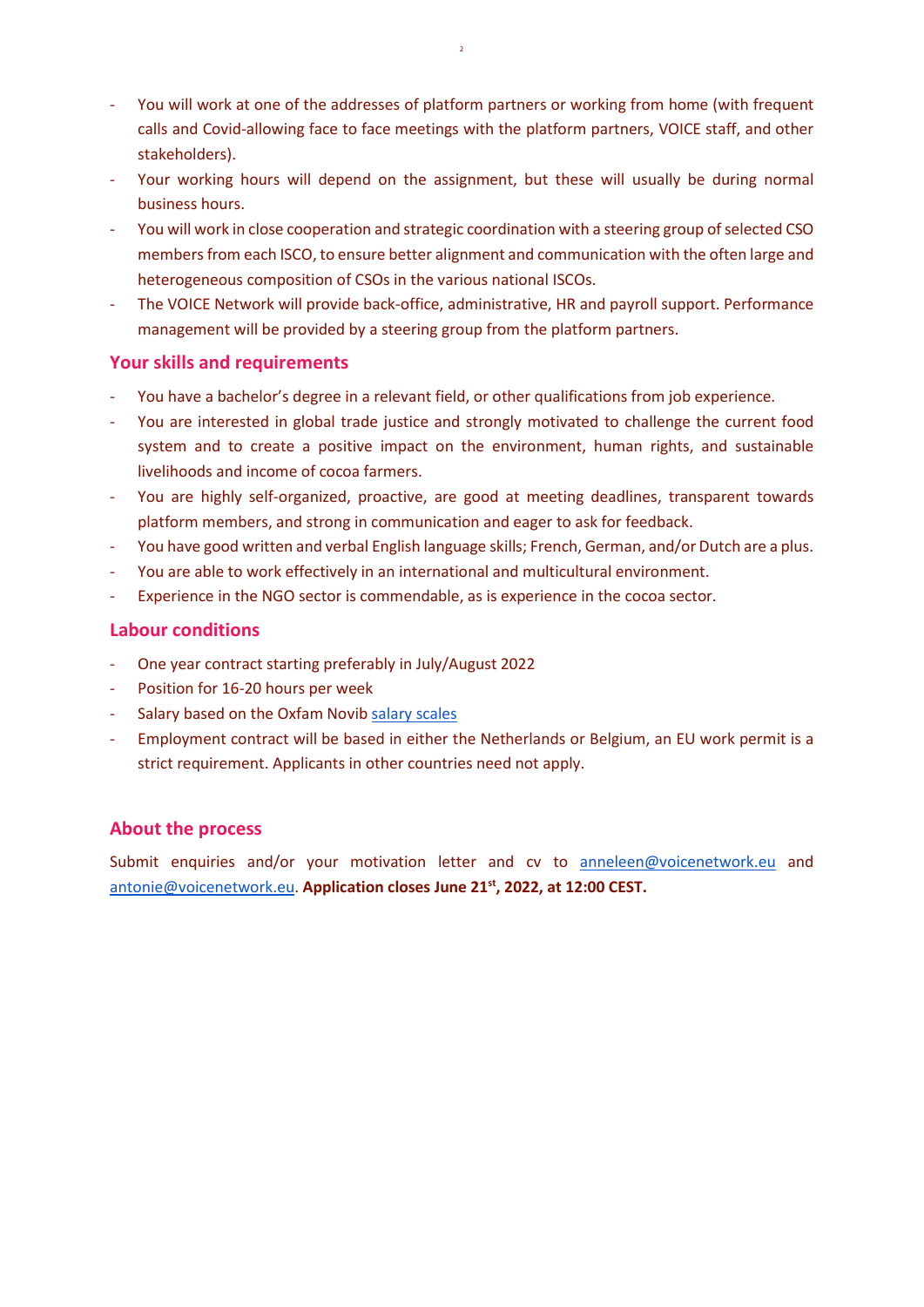- You will work at one of the addresses of platform partners or working from home (with frequent calls and Covid-allowing face to face meetings with the platform partners, VOICE staff, and other stakeholders).
- Your working hours will depend on the assignment, but these will usually be during normal business hours.
- You will work in close cooperation and strategic coordination with a steering group of selected CSO members from each ISCO, to ensure better alignment and communication with the often large and heterogeneous composition of CSOs in the various national ISCOs.
- The VOICE Network will provide back-office, administrative, HR and payroll support. Performance management will be provided by a steering group from the platform partners.

## Your skills and requirements

- You have a bachelor's degree in a relevant field, or other qualifications from job experience.
- You are interested in global trade justice and strongly motivated to challenge the current food system and to create a positive impact on the environment, human rights, and sustainable livelihoods and income of cocoa farmers.
- You are highly self-organized, proactive, are good at meeting deadlines, transparent towards platform members, and strong in communication and eager to ask for feedback.
- You have good written and verbal English language skills; French, German, and/or Dutch are a plus.
- You are able to work effectively in an international and multicultural environment.
- Experience in the NGO sector is commendable, as is experience in the cocoa sector.

## Labour conditions

- One year contract starting preferably in July/August 2022
- Position for 16-20 hours per week
- Salary based on the Oxfam Novib salary scales
- Employment contract will be based in either the Netherlands or Belgium, an EU work permit is a strict requirement. Applicants in other countries need not apply.

## About the process

Submit enquiries and/or your motivation letter and cv to anneleen@voicenetwork.eu and antonie@voicenetwork.eu. **Application closes June 21st, 2022, at 12:00 CEST.**